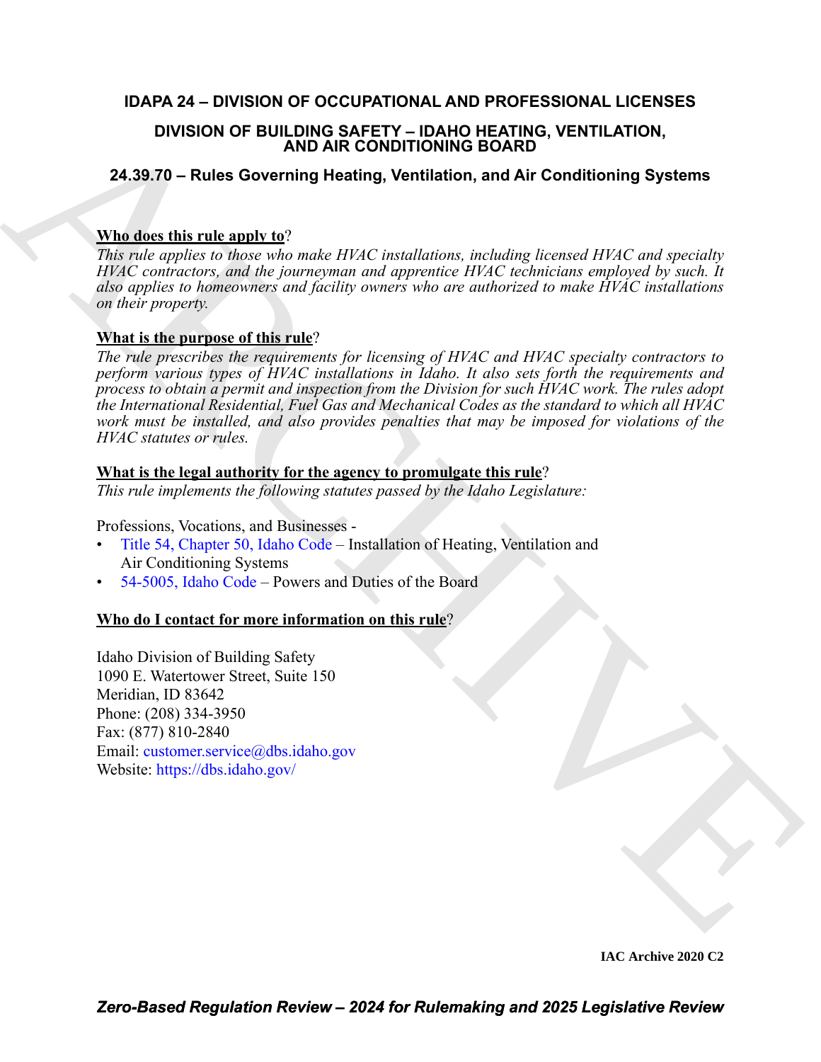# IDAPA 24 – DIVISION OF OCCUPATIONAL AND PROFESSIONAL LICENSES

## DIVISION OF BUILDING SAFETY – IDAHO HEATING, VENTILATION, AND AIR CONDITIONING BOARD

## 24.39.70 – Rules Governing Heating, Ventilation, and Air Conditioning Systems

**Who does this rule apply to**?

*This rule applies to those who make HVAC installations, including licensed HVAC and specialty HVAC contractors, and the journeyman and apprentice HVAC technicians employed by such. It also applies to homeowners and facility owners who are authorized to make HVAC installations on their property.*

**What is the purpose of this rule**?

*The rule prescribes the requirements for licensing of HVAC and HVAC specialty contractors to perform various types of HVAC installations in Idaho. It also sets forth the requirements and process to obtain a permit and inspection from the Division for such HVAC work. The rules adopt the International Residential, Fuel Gas and Mechanical Codes as the standard to which all HVAC work must be installed, and also provides penalties that may be imposed for violations of the HVAC statutes or rules.*

**What is the legal authority for the agency to promulgate this rule**?

*This rule implements the following statutes passed by the Idaho Legislature:*

Professions, Vocations, and Businesses -

- Title 54, Chapter 50, Idaho Code – Installation of Heating, Ventilation and Air Conditioning Systems
- 54-5005, Idaho Code – Powers and Duties of the Board

**Who do I contact for more information on this rule**?

Idaho Division of Building Safety
1090 E. Watertower Street, Suite 150
Meridian, ID 83642
Phone: (208) 334-3950
Fax: (877) 810-2840
Email: customer.service@dbs.idaho.gov
Website: https://dbs.idaho.gov/

IAC Archive 2020 C2

***Zero-Based Regulation Review – 2024 for Rulemaking and 2025 Legislative Review***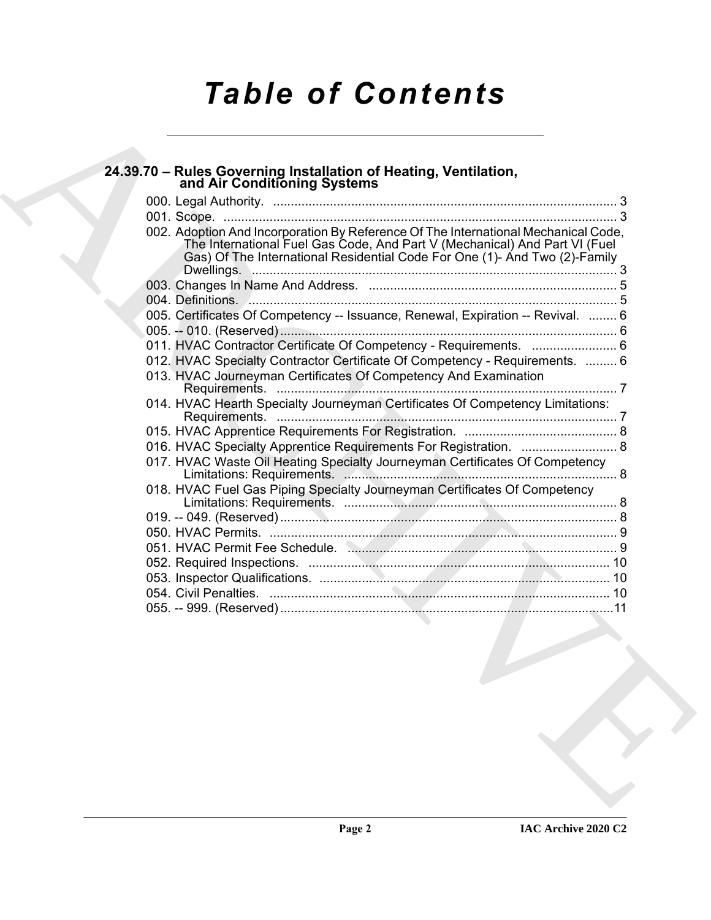# Table of Contents

## 24.39.70 – Rules Governing Installation of Heating, Ventilation, and Air Conditioning Systems

000. Legal Authority. .................................................................................................. 3
001. Scope. ................................................................................................................ 3
002. Adoption And Incorporation By Reference Of The International Mechanical Code, The International Fuel Gas Code, And Part V (Mechanical) And Part VI (Fuel Gas) Of The International Residential Code For One (1)- And Two (2)-Family Dwellings. ........................................................................................................ 3
003. Changes In Name And Address. ...................................................................... 5
004. Definitions. ........................................................................................................ 5
005. Certificates Of Competency -- Issuance, Renewal, Expiration -- Revival. ........ 6
005. -- 010. (Reserved) ............................................................................................... 6
011. HVAC Contractor Certificate Of Competency - Requirements. ........................ 6
012. HVAC Specialty Contractor Certificate Of Competency - Requirements. ......... 6
013. HVAC Journeyman Certificates Of Competency And Examination Requirements. ................................................................................................ 7
014. HVAC Hearth Specialty Journeyman Certificates Of Competency Limitations: Requirements. ................................................................................................ 7
015. HVAC Apprentice Requirements For Registration. ........................................... 8
016. HVAC Specialty Apprentice Requirements For Registration. ........................... 8
017. HVAC Waste Oil Heating Specialty Journeyman Certificates Of Competency Limitations: Requirements. ............................................................................ 8
018. HVAC Fuel Gas Piping Specialty Journeyman Certificates Of Competency Limitations: Requirements. ............................................................................ 8
019. -- 049. (Reserved) ............................................................................................... 8
050. HVAC Permits. .................................................................................................. 9
051. HVAC Permit Fee Schedule. ............................................................................ 9
052. Required Inspections. ..................................................................................... 10
053. Inspector Qualifications. .................................................................................. 10
054. Civil Penalties. ................................................................................................ 10
055. -- 999. (Reserved) .............................................................................................11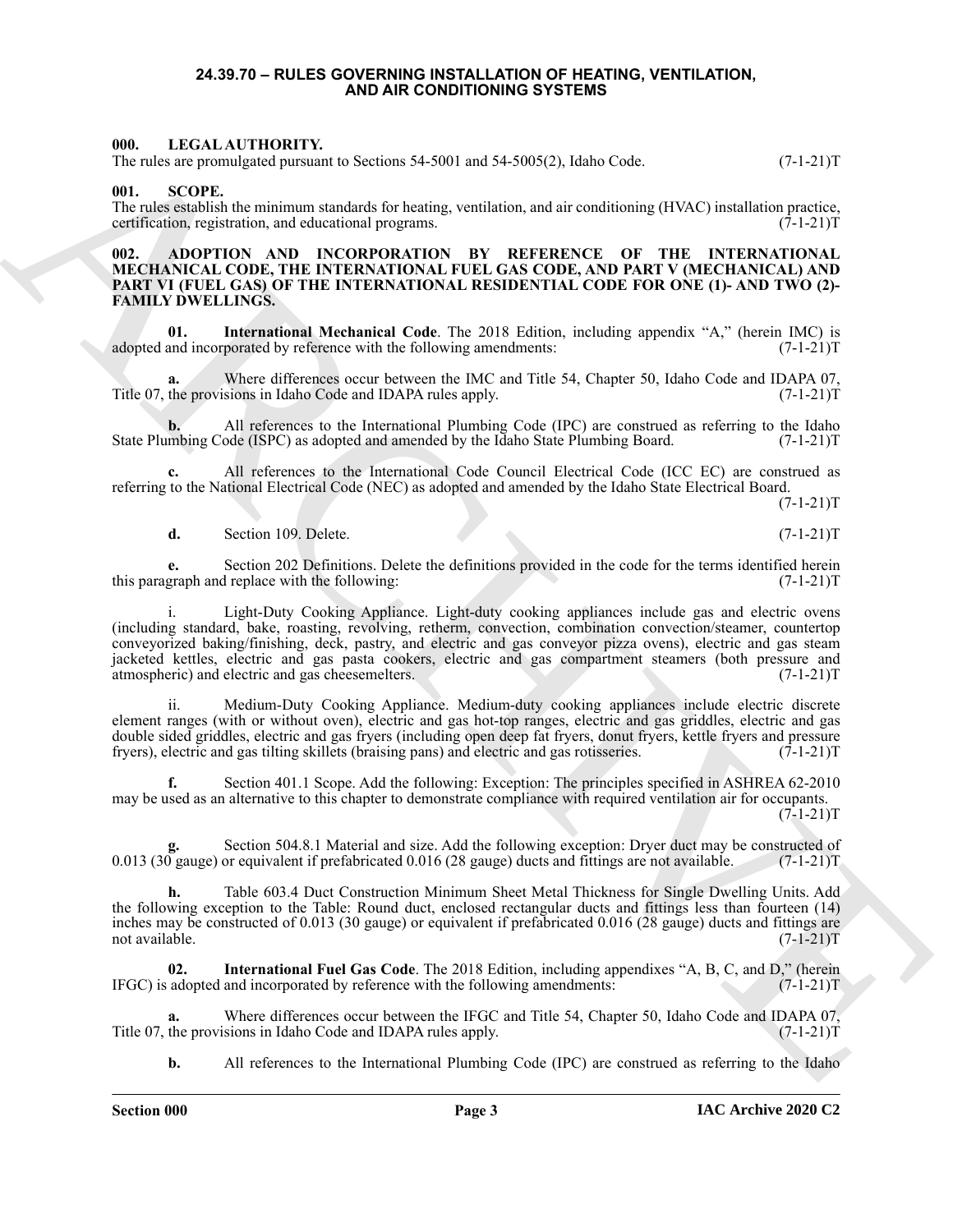**24.39.70 – RULES GOVERNING INSTALLATION OF HEATING, VENTILATION, AND AIR CONDITIONING SYSTEMS**

**000. LEGAL AUTHORITY.**
The rules are promulgated pursuant to Sections 54-5001 and 54-5005(2), Idaho Code. (7-1-21)T

**001. SCOPE.**
The rules establish the minimum standards for heating, ventilation, and air conditioning (HVAC) installation practice, certification, registration, and educational programs. (7-1-21)T

**002. ADOPTION AND INCORPORATION BY REFERENCE OF THE INTERNATIONAL MECHANICAL CODE, THE INTERNATIONAL FUEL GAS CODE, AND PART V (MECHANICAL) AND PART VI (FUEL GAS) OF THE INTERNATIONAL RESIDENTIAL CODE FOR ONE (1)- AND TWO (2)-FAMILY DWELLINGS.**

**01. International Mechanical Code**. The 2018 Edition, including appendix "A," (herein IMC) is adopted and incorporated by reference with the following amendments: (7-1-21)T

**a.** Where differences occur between the IMC and Title 54, Chapter 50, Idaho Code and IDAPA 07, Title 07, the provisions in Idaho Code and IDAPA rules apply. (7-1-21)T

**b.** All references to the International Plumbing Code (IPC) are construed as referring to the Idaho State Plumbing Code (ISPC) as adopted and amended by the Idaho State Plumbing Board. (7-1-21)T

**c.** All references to the International Code Council Electrical Code (ICC EC) are construed as referring to the National Electrical Code (NEC) as adopted and amended by the Idaho State Electrical Board. (7-1-21)T

**d.** Section 109. Delete. (7-1-21)T

**e.** Section 202 Definitions. Delete the definitions provided in the code for the terms identified herein this paragraph and replace with the following: (7-1-21)T

i. Light-Duty Cooking Appliance. Light-duty cooking appliances include gas and electric ovens (including standard, bake, roasting, revolving, retherm, convection, combination convection/steamer, countertop conveyorized baking/finishing, deck, pastry, and electric and gas conveyor pizza ovens), electric and gas steam jacketed kettles, electric and gas pasta cookers, electric and gas compartment steamers (both pressure and atmospheric) and electric and gas cheesemelters. (7-1-21)T

ii. Medium-Duty Cooking Appliance. Medium-duty cooking appliances include electric discrete element ranges (with or without oven), electric and gas hot-top ranges, electric and gas griddles, electric and gas double sided griddles, electric and gas fryers (including open deep fat fryers, donut fryers, kettle fryers and pressure fryers), electric and gas tilting skillets (braising pans) and electric and gas rotisseries. (7-1-21)T

**f.** Section 401.1 Scope. Add the following: Exception: The principles specified in ASHREA 62-2010 may be used as an alternative to this chapter to demonstrate compliance with required ventilation air for occupants. (7-1-21)T

**g.** Section 504.8.1 Material and size. Add the following exception: Dryer duct may be constructed of 0.013 (30 gauge) or equivalent if prefabricated 0.016 (28 gauge) ducts and fittings are not available. (7-1-21)T

**h.** Table 603.4 Duct Construction Minimum Sheet Metal Thickness for Single Dwelling Units. Add the following exception to the Table: Round duct, enclosed rectangular ducts and fittings less than fourteen (14) inches may be constructed of 0.013 (30 gauge) or equivalent if prefabricated 0.016 (28 gauge) ducts and fittings are not available. (7-1-21)T

**02. International Fuel Gas Code**. The 2018 Edition, including appendixes "A, B, C, and D," (herein IFGC) is adopted and incorporated by reference with the following amendments: (7-1-21)T

**a.** Where differences occur between the IFGC and Title 54, Chapter 50, Idaho Code and IDAPA 07, Title 07, the provisions in Idaho Code and IDAPA rules apply. (7-1-21)T

**b.** All references to the International Plumbing Code (IPC) are construed as referring to the Idaho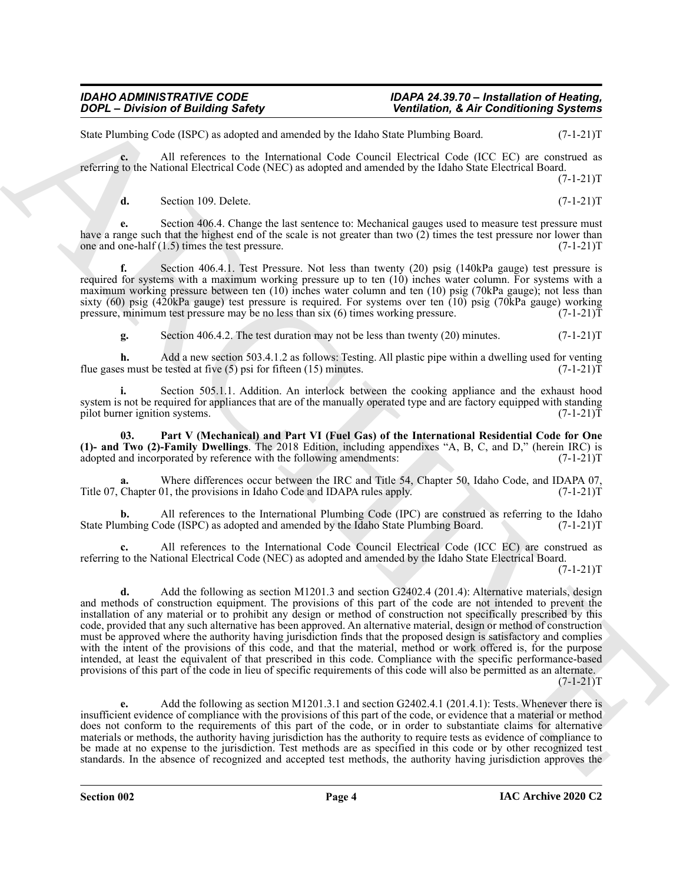State Plumbing Code (ISPC) as adopted and amended by the Idaho State Plumbing Board. (7-1-21)T

**c.** All references to the International Code Council Electrical Code (ICC EC) are construed as referring to the National Electrical Code (NEC) as adopted and amended by the Idaho State Electrical Board. (7-1-21)T

**d.** Section 109. Delete. (7-1-21)T

**e.** Section 406.4. Change the last sentence to: Mechanical gauges used to measure test pressure must have a range such that the highest end of the scale is not greater than two (2) times the test pressure nor lower than one and one-half (1.5) times the test pressure. (7-1-21)T

**f.** Section 406.4.1. Test Pressure. Not less than twenty (20) psig (140kPa gauge) test pressure is required for systems with a maximum working pressure up to ten (10) inches water column. For systems with a maximum working pressure between ten (10) inches water column and ten (10) psig (70kPa gauge); not less than sixty (60) psig (420kPa gauge) test pressure is required. For systems over ten (10) psig (70kPa gauge) working pressure, minimum test pressure may be no less than six (6) times working pressure. (7-1-21)T

**g.** Section 406.4.2. The test duration may not be less than twenty (20) minutes. (7-1-21)T

**h.** Add a new section 503.4.1.2 as follows: Testing. All plastic pipe within a dwelling used for venting flue gases must be tested at five (5) psi for fifteen (15) minutes. (7-1-21)T

**i.** Section 505.1.1. Addition. An interlock between the cooking appliance and the exhaust hood system is not be required for appliances that are of the manually operated type and are factory equipped with standing pilot burner ignition systems. (7-1-21)T

**03. Part V (Mechanical) and Part VI (Fuel Gas) of the International Residential Code for One (1)- and Two (2)-Family Dwellings**. The 2018 Edition, including appendixes "A, B, C, and D," (herein IRC) is adopted and incorporated by reference with the following amendments: (7-1-21)T

**a.** Where differences occur between the IRC and Title 54, Chapter 50, Idaho Code, and IDAPA 07, Title 07, Chapter 01, the provisions in Idaho Code and IDAPA rules apply. (7-1-21)T

**b.** All references to the International Plumbing Code (IPC) are construed as referring to the Idaho State Plumbing Code (ISPC) as adopted and amended by the Idaho State Plumbing Board. (7-1-21)T

**c.** All references to the International Code Council Electrical Code (ICC EC) are construed as referring to the National Electrical Code (NEC) as adopted and amended by the Idaho State Electrical Board. (7-1-21)T

**d.** Add the following as section M1201.3 and section G2402.4 (201.4): Alternative materials, design and methods of construction equipment. The provisions of this part of the code are not intended to prevent the installation of any material or to prohibit any design or method of construction not specifically prescribed by this code, provided that any such alternative has been approved. An alternative material, design or method of construction must be approved where the authority having jurisdiction finds that the proposed design is satisfactory and complies with the intent of the provisions of this code, and that the material, method or work offered is, for the purpose intended, at least the equivalent of that prescribed in this code. Compliance with the specific performance-based provisions of this part of the code in lieu of specific requirements of this code will also be permitted as an alternate. (7-1-21)T

**e.** Add the following as section M1201.3.1 and section G2402.4.1 (201.4.1): Tests. Whenever there is insufficient evidence of compliance with the provisions of this part of the code, or evidence that a material or method does not conform to the requirements of this part of the code, or in order to substantiate claims for alternative materials or methods, the authority having jurisdiction has the authority to require tests as evidence of compliance to be made at no expense to the jurisdiction. Test methods are as specified in this code or by other recognized test standards. In the absence of recognized and accepted test methods, the authority having jurisdiction approves the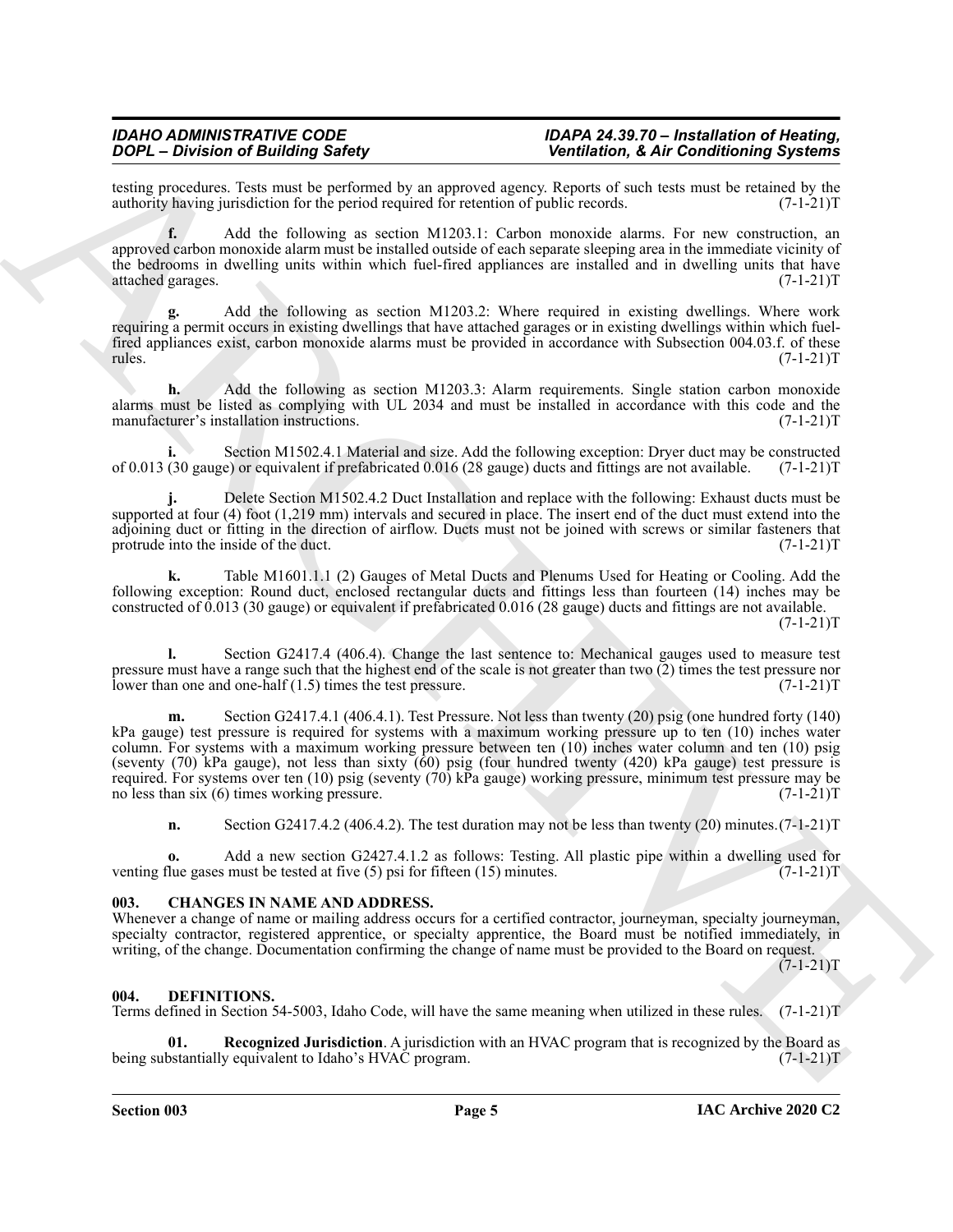testing procedures. Tests must be performed by an approved agency. Reports of such tests must be retained by the authority having jurisdiction for the period required for retention of public records. (7-1-21)T

**f.** Add the following as section M1203.1: Carbon monoxide alarms. For new construction, an approved carbon monoxide alarm must be installed outside of each separate sleeping area in the immediate vicinity of the bedrooms in dwelling units within which fuel-fired appliances are installed and in dwelling units that have attached garages. (7-1-21)T

**g.** Add the following as section M1203.2: Where required in existing dwellings. Where work requiring a permit occurs in existing dwellings that have attached garages or in existing dwellings within which fuel-fired appliances exist, carbon monoxide alarms must be provided in accordance with Subsection 004.03.f. of these rules. (7-1-21)T

**h.** Add the following as section M1203.3: Alarm requirements. Single station carbon monoxide alarms must be listed as complying with UL 2034 and must be installed in accordance with this code and the manufacturer's installation instructions. (7-1-21)T

**i.** Section M1502.4.1 Material and size. Add the following exception: Dryer duct may be constructed of 0.013 (30 gauge) or equivalent if prefabricated 0.016 (28 gauge) ducts and fittings are not available. (7-1-21)T

**j.** Delete Section M1502.4.2 Duct Installation and replace with the following: Exhaust ducts must be supported at four (4) foot (1,219 mm) intervals and secured in place. The insert end of the duct must extend into the adjoining duct or fitting in the direction of airflow. Ducts must not be joined with screws or similar fasteners that protrude into the inside of the duct. (7-1-21)T

**k.** Table M1601.1.1 (2) Gauges of Metal Ducts and Plenums Used for Heating or Cooling. Add the following exception: Round duct, enclosed rectangular ducts and fittings less than fourteen (14) inches may be constructed of 0.013 (30 gauge) or equivalent if prefabricated 0.016 (28 gauge) ducts and fittings are not available. (7-1-21)T

**l.** Section G2417.4 (406.4). Change the last sentence to: Mechanical gauges used to measure test pressure must have a range such that the highest end of the scale is not greater than two (2) times the test pressure nor lower than one and one-half (1.5) times the test pressure. (7-1-21)T

**m.** Section G2417.4.1 (406.4.1). Test Pressure. Not less than twenty (20) psig (one hundred forty (140) kPa gauge) test pressure is required for systems with a maximum working pressure up to ten (10) inches water column. For systems with a maximum working pressure between ten (10) inches water column and ten (10) psig (seventy (70) kPa gauge), not less than sixty (60) psig (four hundred twenty (420) kPa gauge) test pressure is required. For systems over ten (10) psig (seventy (70) kPa gauge) working pressure, minimum test pressure may be no less than six (6) times working pressure. (7-1-21)T

**n.** Section G2417.4.2 (406.4.2). The test duration may not be less than twenty (20) minutes. (7-1-21)T

**o.** Add a new section G2427.4.1.2 as follows: Testing. All plastic pipe within a dwelling used for venting flue gases must be tested at five (5) psi for fifteen (15) minutes. (7-1-21)T

## 003. CHANGES IN NAME AND ADDRESS.

Whenever a change of name or mailing address occurs for a certified contractor, journeyman, specialty journeyman, specialty contractor, registered apprentice, or specialty apprentice, the Board must be notified immediately, in writing, of the change. Documentation confirming the change of name must be provided to the Board on request. (7-1-21)T

## 004. DEFINITIONS.

Terms defined in Section 54-5003, Idaho Code, will have the same meaning when utilized in these rules. (7-1-21)T

**01. Recognized Jurisdiction**. A jurisdiction with an HVAC program that is recognized by the Board as being substantially equivalent to Idaho's HVAC program. (7-1-21)T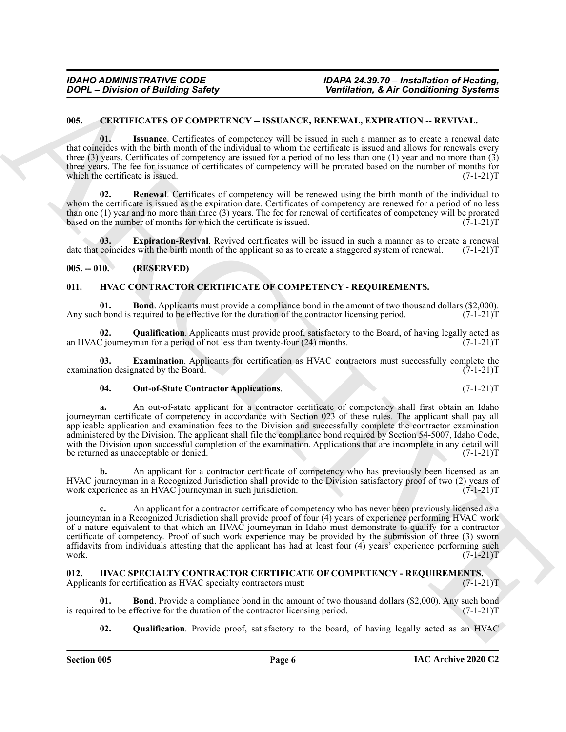### 005. CERTIFICATES OF COMPETENCY -- ISSUANCE, RENEWAL, EXPIRATION -- REVIVAL.

**01. Issuance**. Certificates of competency will be issued in such a manner as to create a renewal date that coincides with the birth month of the individual to whom the certificate is issued and allows for renewals every three (3) years. Certificates of competency are issued for a period of no less than one (1) year and no more than (3) three years. The fee for issuance of certificates of competency will be prorated based on the number of months for which the certificate is issued. (7-1-21)T

**02. Renewal**. Certificates of competency will be renewed using the birth month of the individual to whom the certificate is issued as the expiration date. Certificates of competency are renewed for a period of no less than one (1) year and no more than three (3) years. The fee for renewal of certificates of competency will be prorated based on the number of months for which the certificate is issued. (7-1-21)T

**03. Expiration-Revival**. Revived certificates will be issued in such a manner as to create a renewal date that coincides with the birth month of the applicant so as to create a staggered system of renewal. (7-1-21)T

### 005. -- 010. (RESERVED)

### 011. HVAC CONTRACTOR CERTIFICATE OF COMPETENCY - REQUIREMENTS.

**01. Bond**. Applicants must provide a compliance bond in the amount of two thousand dollars ($2,000). Any such bond is required to be effective for the duration of the contractor licensing period. (7-1-21)T

**02. Qualification**. Applicants must provide proof, satisfactory to the Board, of having legally acted as an HVAC journeyman for a period of not less than twenty-four (24) months. (7-1-21)T

**03. Examination**. Applicants for certification as HVAC contractors must successfully complete the examination designated by the Board. (7-1-21)T

**04. Out-of-State Contractor Applications**. (7-1-21)T

**a.** An out-of-state applicant for a contractor certificate of competency shall first obtain an Idaho journeyman certificate of competency in accordance with Section 023 of these rules. The applicant shall pay all applicable application and examination fees to the Division and successfully complete the contractor examination administered by the Division. The applicant shall file the compliance bond required by Section 54-5007, Idaho Code, with the Division upon successful completion of the examination. Applications that are incomplete in any detail will be returned as unacceptable or denied. (7-1-21)T

**b.** An applicant for a contractor certificate of competency who has previously been licensed as an HVAC journeyman in a Recognized Jurisdiction shall provide to the Division satisfactory proof of two (2) years of work experience as an HVAC journeyman in such jurisdiction. (7-1-21)T

**c.** An applicant for a contractor certificate of competency who has never been previously licensed as a journeyman in a Recognized Jurisdiction shall provide proof of four (4) years of experience performing HVAC work of a nature equivalent to that which an HVAC journeyman in Idaho must demonstrate to qualify for a contractor certificate of competency. Proof of such work experience may be provided by the submission of three (3) sworn affidavits from individuals attesting that the applicant has had at least four (4) years' experience performing such work. (7-1-21)T

### 012. HVAC SPECIALTY CONTRACTOR CERTIFICATE OF COMPETENCY - REQUIREMENTS.

Applicants for certification as HVAC specialty contractors must: (7-1-21)T

**01. Bond**. Provide a compliance bond in the amount of two thousand dollars ($2,000). Any such bond is required to be effective for the duration of the contractor licensing period. (7-1-21)T

**02. Qualification**. Provide proof, satisfactory to the board, of having legally acted as an HVAC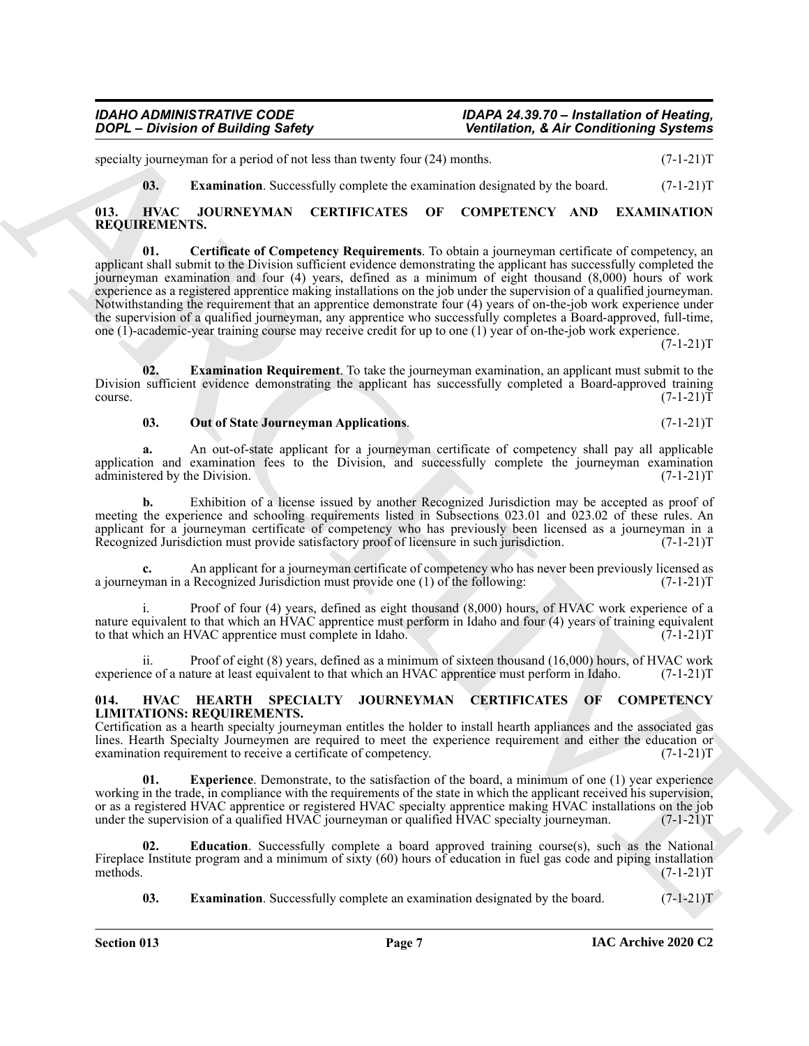specialty journeyman for a period of not less than twenty four (24) months. (7-1-21)T

**03. Examination**. Successfully complete the examination designated by the board. (7-1-21)T

## 013. HVAC JOURNEYMAN CERTIFICATES OF COMPETENCY AND EXAMINATION REQUIREMENTS.

**01. Certificate of Competency Requirements**. To obtain a journeyman certificate of competency, an applicant shall submit to the Division sufficient evidence demonstrating the applicant has successfully completed the journeyman examination and four (4) years, defined as a minimum of eight thousand (8,000) hours of work experience as a registered apprentice making installations on the job under the supervision of a qualified journeyman. Notwithstanding the requirement that an apprentice demonstrate four (4) years of on-the-job work experience under the supervision of a qualified journeyman, any apprentice who successfully completes a Board-approved, full-time, one (1)-academic-year training course may receive credit for up to one (1) year of on-the-job work experience. (7-1-21)T

**02. Examination Requirement**. To take the journeyman examination, an applicant must submit to the Division sufficient evidence demonstrating the applicant has successfully completed a Board-approved training course. (7-1-21)T

**03. Out of State Journeyman Applications**. (7-1-21)T

**a.** An out-of-state applicant for a journeyman certificate of competency shall pay all applicable application and examination fees to the Division, and successfully complete the journeyman examination administered by the Division. (7-1-21)T

**b.** Exhibition of a license issued by another Recognized Jurisdiction may be accepted as proof of meeting the experience and schooling requirements listed in Subsections 023.01 and 023.02 of these rules. An applicant for a journeyman certificate of competency who has previously been licensed as a journeyman in a Recognized Jurisdiction must provide satisfactory proof of licensure in such jurisdiction. (7-1-21)T

**c.** An applicant for a journeyman certificate of competency who has never been previously licensed as a journeyman in a Recognized Jurisdiction must provide one (1) of the following: (7-1-21)T

i. Proof of four (4) years, defined as eight thousand (8,000) hours, of HVAC work experience of a nature equivalent to that which an HVAC apprentice must perform in Idaho and four (4) years of training equivalent to that which an HVAC apprentice must complete in Idaho. (7-1-21)T

ii. Proof of eight (8) years, defined as a minimum of sixteen thousand (16,000) hours, of HVAC work experience of a nature at least equivalent to that which an HVAC apprentice must perform in Idaho. (7-1-21)T

## 014. HVAC HEARTH SPECIALTY JOURNEYMAN CERTIFICATES OF COMPETENCY LIMITATIONS: REQUIREMENTS.

Certification as a hearth specialty journeyman entitles the holder to install hearth appliances and the associated gas lines. Hearth Specialty Journeymen are required to meet the experience requirement and either the education or examination requirement to receive a certificate of competency. (7-1-21)T

**01. Experience**. Demonstrate, to the satisfaction of the board, a minimum of one (1) year experience working in the trade, in compliance with the requirements of the state in which the applicant received his supervision, or as a registered HVAC apprentice or registered HVAC specialty apprentice making HVAC installations on the job under the supervision of a qualified HVAC journeyman or qualified HVAC specialty journeyman. (7-1-21)T

**02. Education**. Successfully complete a board approved training course(s), such as the National Fireplace Institute program and a minimum of sixty (60) hours of education in fuel gas code and piping installation methods. (7-1-21)T

**03. Examination**. Successfully complete an examination designated by the board. (7-1-21)T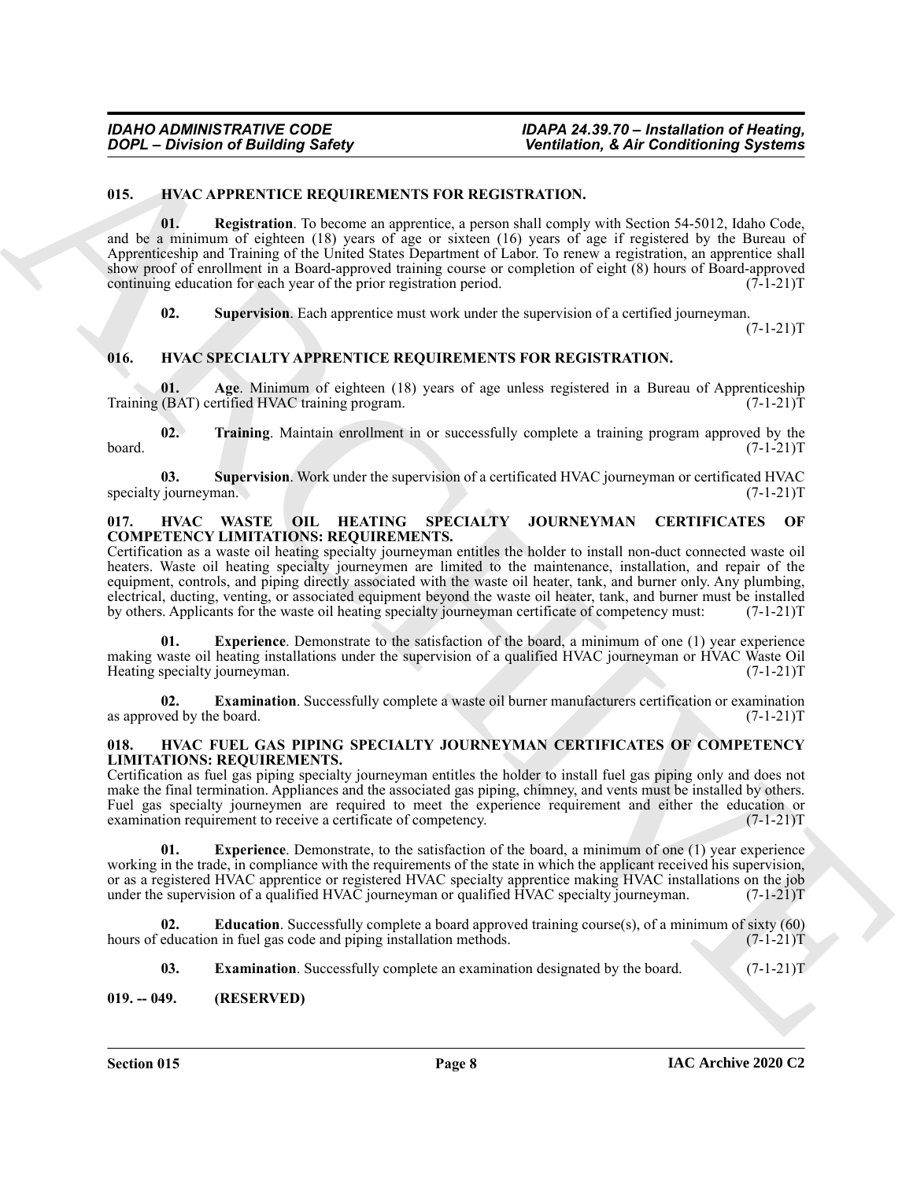## 015. HVAC APPRENTICE REQUIREMENTS FOR REGISTRATION.

**01. Registration**. To become an apprentice, a person shall comply with Section 54-5012, Idaho Code, and be a minimum of eighteen (18) years of age or sixteen (16) years of age if registered by the Bureau of Apprenticeship and Training of the United States Department of Labor. To renew a registration, an apprentice shall show proof of enrollment in a Board-approved training course or completion of eight (8) hours of Board-approved continuing education for each year of the prior registration period. (7-1-21)T

**02. Supervision**. Each apprentice must work under the supervision of a certified journeyman. (7-1-21)T

## 016. HVAC SPECIALTY APPRENTICE REQUIREMENTS FOR REGISTRATION.

**01. Age**. Minimum of eighteen (18) years of age unless registered in a Bureau of Apprenticeship Training (BAT) certified HVAC training program. (7-1-21)T

**02. Training**. Maintain enrollment in or successfully complete a training program approved by the board. (7-1-21)T

**03. Supervision**. Work under the supervision of a certificated HVAC journeyman or certificated HVAC specialty journeyman. (7-1-21)T

## 017. HVAC WASTE OIL HEATING SPECIALTY JOURNEYMAN CERTIFICATES OF COMPETENCY LIMITATIONS: REQUIREMENTS.

Certification as a waste oil heating specialty journeyman entitles the holder to install non-duct connected waste oil heaters. Waste oil heating specialty journeymen are limited to the maintenance, installation, and repair of the equipment, controls, and piping directly associated with the waste oil heater, tank, and burner only. Any plumbing, electrical, ducting, venting, or associated equipment beyond the waste oil heater, tank, and burner must be installed by others. Applicants for the waste oil heating specialty journeyman certificate of competency must: (7-1-21)T

**01. Experience**. Demonstrate to the satisfaction of the board, a minimum of one (1) year experience making waste oil heating installations under the supervision of a qualified HVAC journeyman or HVAC Waste Oil Heating specialty journeyman. (7-1-21)T

**02. Examination**. Successfully complete a waste oil burner manufacturers certification or examination as approved by the board. (7-1-21)T

## 018. HVAC FUEL GAS PIPING SPECIALTY JOURNEYMAN CERTIFICATES OF COMPETENCY LIMITATIONS: REQUIREMENTS.

Certification as fuel gas piping specialty journeyman entitles the holder to install fuel gas piping only and does not make the final termination. Appliances and the associated gas piping, chimney, and vents must be installed by others. Fuel gas specialty journeymen are required to meet the experience requirement and either the education or examination requirement to receive a certificate of competency. (7-1-21)T

**01. Experience**. Demonstrate, to the satisfaction of the board, a minimum of one (1) year experience working in the trade, in compliance with the requirements of the state in which the applicant received his supervision, or as a registered HVAC apprentice or registered HVAC specialty apprentice making HVAC installations on the job under the supervision of a qualified HVAC journeyman or qualified HVAC specialty journeyman. (7-1-21)T

**02. Education**. Successfully complete a board approved training course(s), of a minimum of sixty (60) hours of education in fuel gas code and piping installation methods. (7-1-21)T

**03. Examination**. Successfully complete an examination designated by the board. (7-1-21)T

## 019. -- 049. (RESERVED)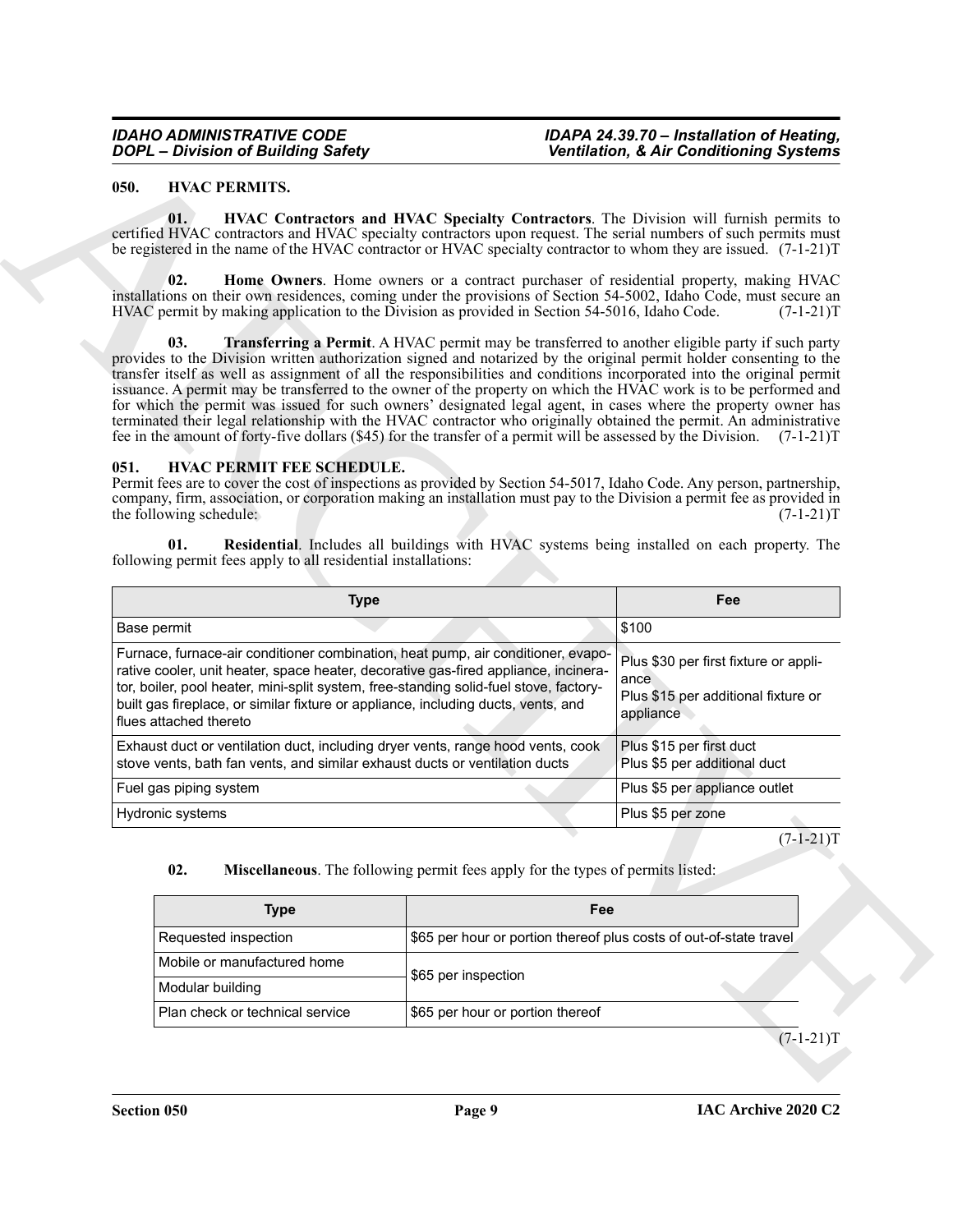## 050. HVAC PERMITS.

**01. HVAC Contractors and HVAC Specialty Contractors**. The Division will furnish permits to certified HVAC contractors and HVAC specialty contractors upon request. The serial numbers of such permits must be registered in the name of the HVAC contractor or HVAC specialty contractor to whom they are issued. (7-1-21)T

**02. Home Owners**. Home owners or a contract purchaser of residential property, making HVAC installations on their own residences, coming under the provisions of Section 54-5002, Idaho Code, must secure an HVAC permit by making application to the Division as provided in Section 54-5016, Idaho Code. (7-1-21)T

**03. Transferring a Permit**. A HVAC permit may be transferred to another eligible party if such party provides to the Division written authorization signed and notarized by the original permit holder consenting to the transfer itself as well as assignment of all the responsibilities and conditions incorporated into the original permit issuance. A permit may be transferred to the owner of the property on which the HVAC work is to be performed and for which the permit was issued for such owners' designated legal agent, in cases where the property owner has terminated their legal relationship with the HVAC contractor who originally obtained the permit. An administrative fee in the amount of forty-five dollars ($45) for the transfer of a permit will be assessed by the Division. (7-1-21)T

## 051. HVAC PERMIT FEE SCHEDULE.

Permit fees are to cover the cost of inspections as provided by Section 54-5017, Idaho Code. Any person, partnership, company, firm, association, or corporation making an installation must pay to the Division a permit fee as provided in the following schedule: (7-1-21)T

**01. Residential**. Includes all buildings with HVAC systems being installed on each property. The following permit fees apply to all residential installations:

| Type | Fee |
|---|---|
| Base permit | $100 |
| Furnace, furnace-air conditioner combination, heat pump, air conditioner, evaporative cooler, unit heater, space heater, decorative gas-fired appliance, incinerator, boiler, pool heater, mini-split system, free-standing solid-fuel stove, factory-built gas fireplace, or similar fixture or appliance, including ducts, vents, and flues attached thereto | Plus $30 per first fixture or appliance<br>Plus $15 per additional fixture or appliance |
| Exhaust duct or ventilation duct, including dryer vents, range hood vents, cook stove vents, bath fan vents, and similar exhaust ducts or ventilation ducts | Plus $15 per first duct<br>Plus $5 per additional duct |
| Fuel gas piping system | Plus $5 per appliance outlet |
| Hydronic systems | Plus $5 per zone |

(7-1-21)T

**02. Miscellaneous**. The following permit fees apply for the types of permits listed:

| Type | Fee |
|---|---|
| Requested inspection | $65 per hour or portion thereof plus costs of out-of-state travel |
| Mobile or manufactured home | $65 per inspection |
| Modular building | $65 per inspection |
| Plan check or technical service | $65 per hour or portion thereof |

(7-1-21)T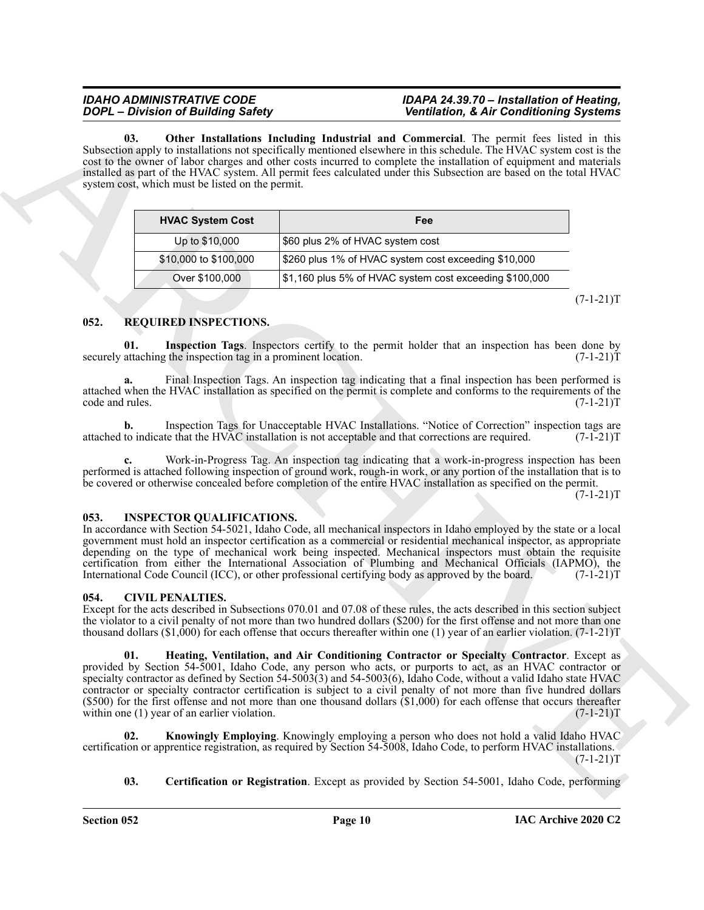**03. Other Installations Including Industrial and Commercial**. The permit fees listed in this Subsection apply to installations not specifically mentioned elsewhere in this schedule. The HVAC system cost is the cost to the owner of labor charges and other costs incurred to complete the installation of equipment and materials installed as part of the HVAC system. All permit fees calculated under this Subsection are based on the total HVAC system cost, which must be listed on the permit.

| HVAC System Cost | Fee |
|---|---|
| Up to $10,000 | $60 plus 2% of HVAC system cost |
| $10,000 to $100,000 | $260 plus 1% of HVAC system cost exceeding $10,000 |
| Over $100,000 | $1,160 plus 5% of HVAC system cost exceeding $100,000 |

(7-1-21)T

## 052. REQUIRED INSPECTIONS.

**01. Inspection Tags**. Inspectors certify to the permit holder that an inspection has been done by securely attaching the inspection tag in a prominent location. (7-1-21)T

**a.** Final Inspection Tags. An inspection tag indicating that a final inspection has been performed is attached when the HVAC installation as specified on the permit is complete and conforms to the requirements of the code and rules. (7-1-21)T

**b.** Inspection Tags for Unacceptable HVAC Installations. "Notice of Correction" inspection tags are attached to indicate that the HVAC installation is not acceptable and that corrections are required. (7-1-21)T

**c.** Work-in-Progress Tag. An inspection tag indicating that a work-in-progress inspection has been performed is attached following inspection of ground work, rough-in work, or any portion of the installation that is to be covered or otherwise concealed before completion of the entire HVAC installation as specified on the permit. (7-1-21)T

## 053. INSPECTOR QUALIFICATIONS.

In accordance with Section 54-5021, Idaho Code, all mechanical inspectors in Idaho employed by the state or a local government must hold an inspector certification as a commercial or residential mechanical inspector, as appropriate depending on the type of mechanical work being inspected. Mechanical inspectors must obtain the requisite certification from either the International Association of Plumbing and Mechanical Officials (IAPMO), the International Code Council (ICC), or other professional certifying body as approved by the board. (7-1-21)T

## 054. CIVIL PENALTIES.

Except for the acts described in Subsections 070.01 and 07.08 of these rules, the acts described in this section subject the violator to a civil penalty of not more than two hundred dollars ($200) for the first offense and not more than one thousand dollars ($1,000) for each offense that occurs thereafter within one (1) year of an earlier violation. (7-1-21)T

**01. Heating, Ventilation, and Air Conditioning Contractor or Specialty Contractor**. Except as provided by Section 54-5001, Idaho Code, any person who acts, or purports to act, as an HVAC contractor or specialty contractor as defined by Section 54-5003(3) and 54-5003(6), Idaho Code, without a valid Idaho state HVAC contractor or specialty contractor certification is subject to a civil penalty of not more than five hundred dollars ($500) for the first offense and not more than one thousand dollars ($1,000) for each offense that occurs thereafter within one (1) year of an earlier violation. (7-1-21)T

**02. Knowingly Employing**. Knowingly employing a person who does not hold a valid Idaho HVAC certification or apprentice registration, as required by Section 54-5008, Idaho Code, to perform HVAC installations. (7-1-21)T

**03. Certification or Registration**. Except as provided by Section 54-5001, Idaho Code, performing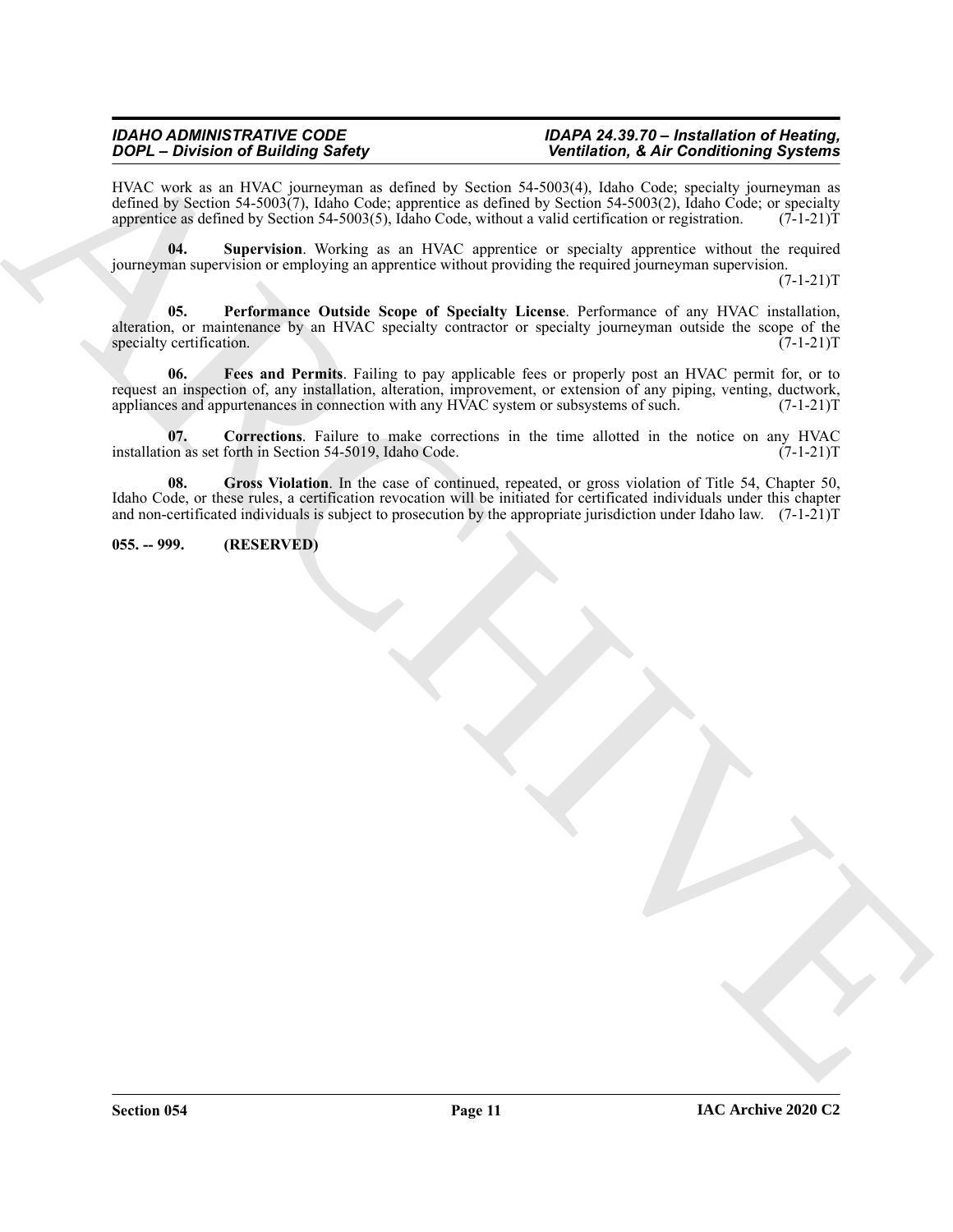HVAC work as an HVAC journeyman as defined by Section 54-5003(4), Idaho Code; specialty journeyman as defined by Section 54-5003(7), Idaho Code; apprentice as defined by Section 54-5003(2), Idaho Code; or specialty apprentice as defined by Section 54-5003(5), Idaho Code, without a valid certification or registration. (7-1-21)T

**04. Supervision**. Working as an HVAC apprentice or specialty apprentice without the required journeyman supervision or employing an apprentice without providing the required journeyman supervision. (7-1-21)T

**05. Performance Outside Scope of Specialty License**. Performance of any HVAC installation, alteration, or maintenance by an HVAC specialty contractor or specialty journeyman outside the scope of the specialty certification. (7-1-21)T

**06. Fees and Permits**. Failing to pay applicable fees or properly post an HVAC permit for, or to request an inspection of, any installation, alteration, improvement, or extension of any piping, venting, ductwork, appliances and appurtenances in connection with any HVAC system or subsystems of such. (7-1-21)T

**07. Corrections**. Failure to make corrections in the time allotted in the notice on any HVAC installation as set forth in Section 54-5019, Idaho Code. (7-1-21)T

**08. Gross Violation**. In the case of continued, repeated, or gross violation of Title 54, Chapter 50, Idaho Code, or these rules, a certification revocation will be initiated for certificated individuals under this chapter and non-certificated individuals is subject to prosecution by the appropriate jurisdiction under Idaho law. (7-1-21)T

**055. -- 999. (RESERVED)**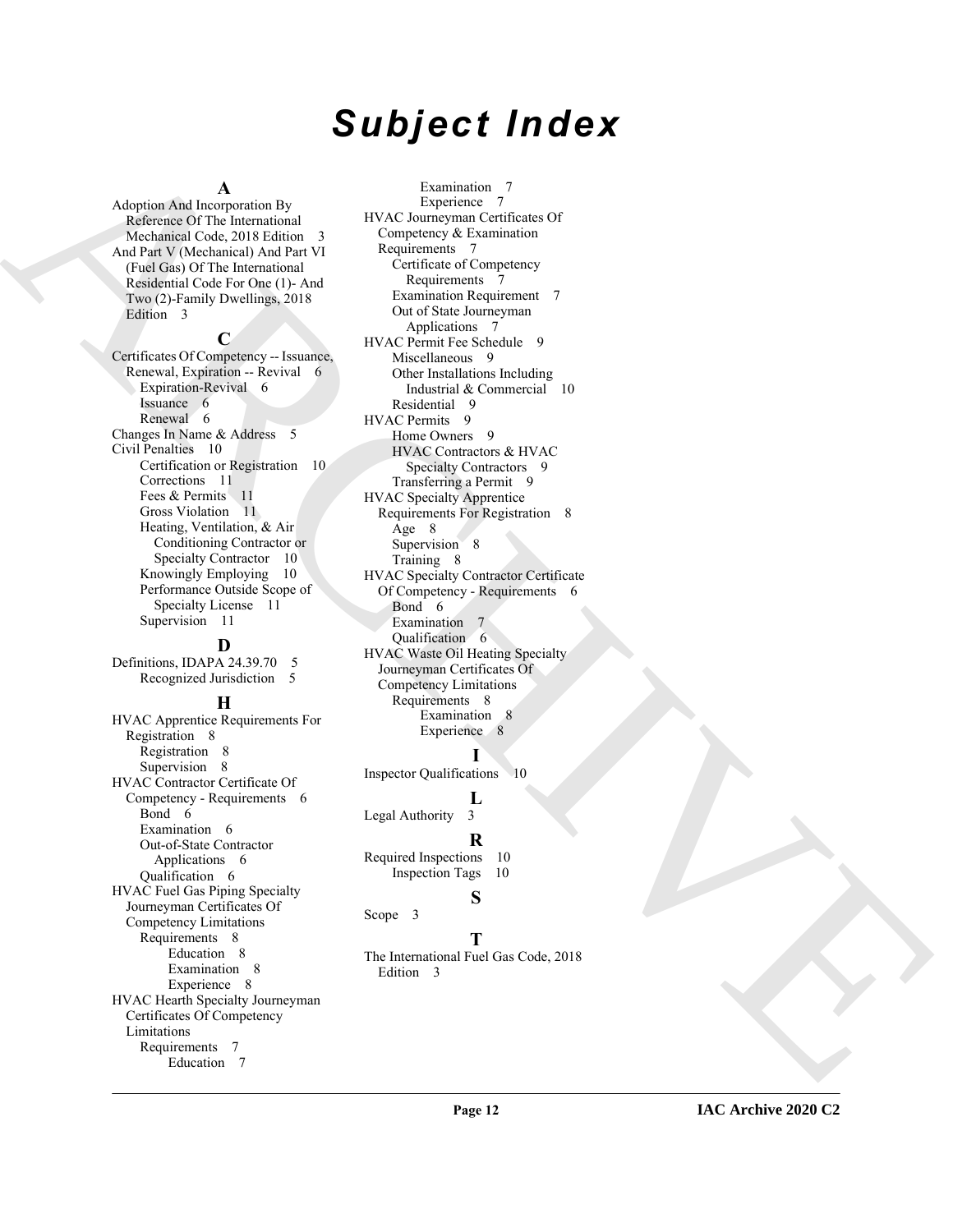# Subject Index

**A**

Adoption And Incorporation By Reference Of The International Mechanical Code, 2018 Edition 3

And Part V (Mechanical) And Part VI (Fuel Gas) Of The International Residential Code For One (1)- And Two (2)-Family Dwellings, 2018 Edition 3

**C**

Certificates Of Competency -- Issuance, Renewal, Expiration -- Revival 6
- Expiration-Revival 6
- Issuance 6
- Renewal 6

Changes In Name & Address 5

Civil Penalties 10
- Certification or Registration 10
- Corrections 11
- Fees & Permits 11
- Gross Violation 11
- Heating, Ventilation, & Air Conditioning Contractor or Specialty Contractor 10
- Knowingly Employing 10
- Performance Outside Scope of Specialty License 11
- Supervision 11

**D**

Definitions, IDAPA 24.39.70 5
- Recognized Jurisdiction 5

**H**

HVAC Apprentice Requirements For Registration 8
- Registration 8
- Supervision 8

HVAC Contractor Certificate Of Competency - Requirements 6
- Bond 6
- Examination 6
- Out-of-State Contractor Applications 6
- Qualification 6

HVAC Fuel Gas Piping Specialty Journeyman Certificates Of Competency Limitations
- Requirements 8
  - Education 8
  - Examination 8
  - Experience 8

HVAC Hearth Specialty Journeyman Certificates Of Competency Limitations
- Requirements 7
  - Education 7
  - Examination 7
  - Experience 7

HVAC Journeyman Certificates Of Competency & Examination Requirements 7
- Certificate of Competency Requirements 7
- Examination Requirement 7
- Out of State Journeyman Applications 7

HVAC Permit Fee Schedule 9
- Miscellaneous 9
- Other Installations Including Industrial & Commercial 10
- Residential 9

HVAC Permits 9
- Home Owners 9
- HVAC Contractors & HVAC Specialty Contractors 9
- Transferring a Permit 9

HVAC Specialty Apprentice Requirements For Registration 8
- Age 8
- Supervision 8
- Training 8

HVAC Specialty Contractor Certificate Of Competency - Requirements 6
- Bond 6
- Examination 7
- Qualification 6

HVAC Waste Oil Heating Specialty Journeyman Certificates Of Competency Limitations
- Requirements 8
  - Examination 8
  - Experience 8

**I**

Inspector Qualifications 10

**L**

Legal Authority 3

**R**

Required Inspections 10
- Inspection Tags 10

**S**

Scope 3

**T**

The International Fuel Gas Code, 2018 Edition 3